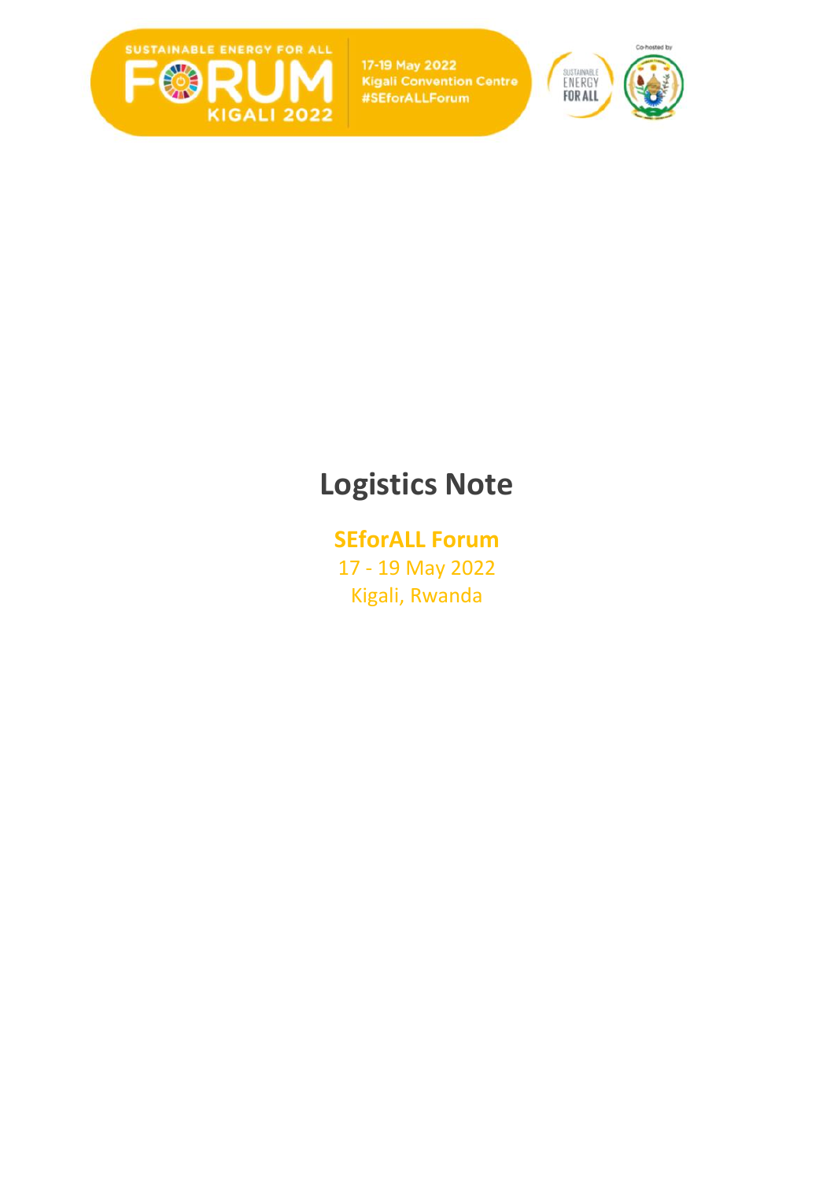# Logistics Note

## SEforALL Forum

17 - 19 May 2022

Kigali, Rwanda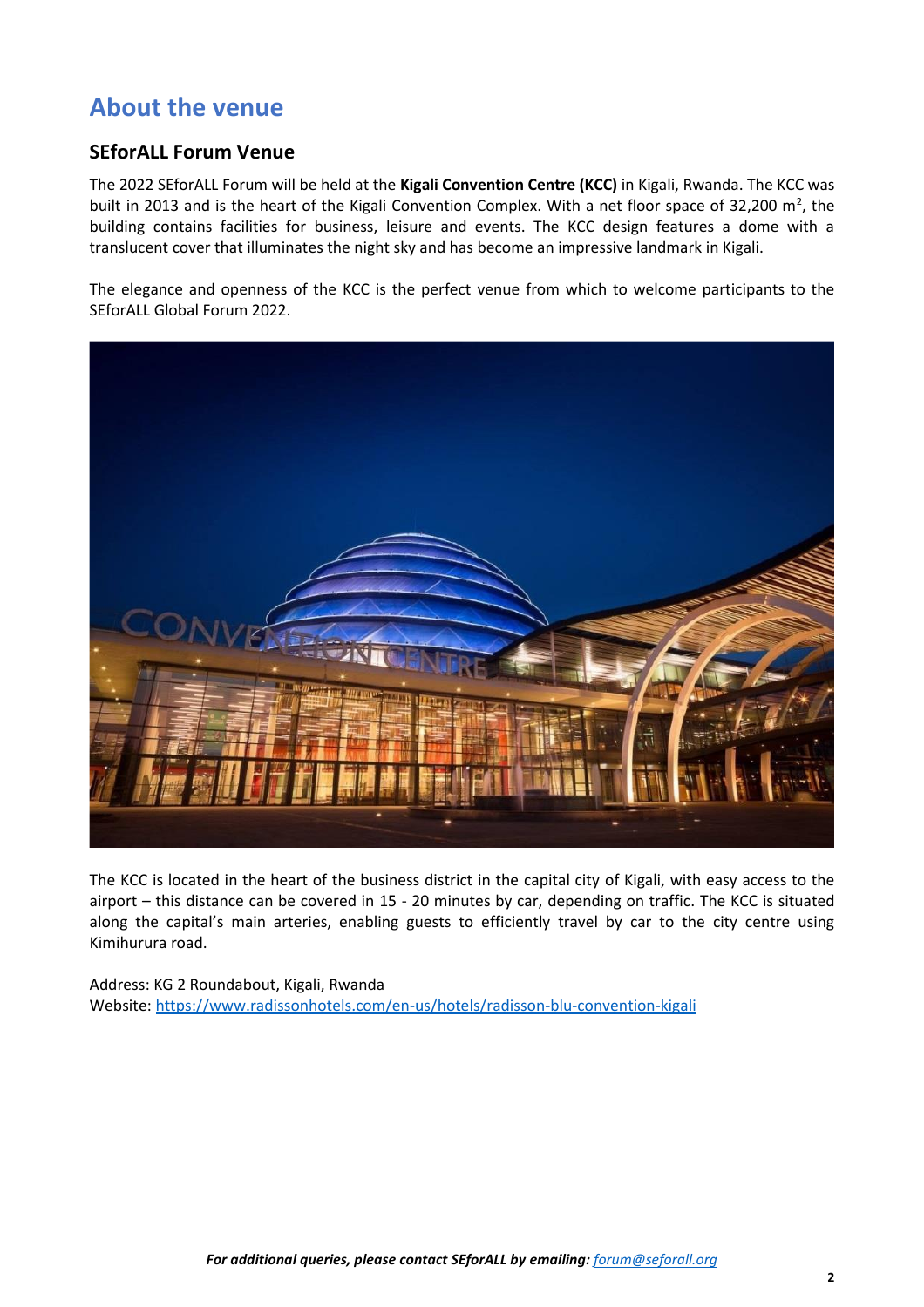# About the venue

## SEforALL Forum Venue

The 2022 SEforALL Forum will be held at the **Kigali Convention Centre (KCC)** in Kigali, Rwanda. The KCC was built in 2013 and is the heart of the Kigali Convention Complex. With a net floor space of 32,200 $m^2$, the building contains facilities for business, leisure and events. The KCC design features a dome with a translucent cover that illuminates the night sky and has become an impressive landmark in Kigali.

The elegance and openness of the KCC is the perfect venue from which to welcome participants to the SEforALL Global Forum 2022.

The KCC is located in the heart of the business district in the capital city of Kigali, with easy access to the airport – this distance can be covered in 15 - 20 minutes by car, depending on traffic. The KCC is situated along the capital's main arteries, enabling guests to efficiently travel by car to the city centre using Kimihurura road.

Address: KG 2 Roundabout, Kigali, Rwanda
Website: https://www.radissonhotels.com/en-us/hotels/radisson-blu-convention-kigali

*For additional queries, please contact SEforALL by emailing: forum@seforall.org*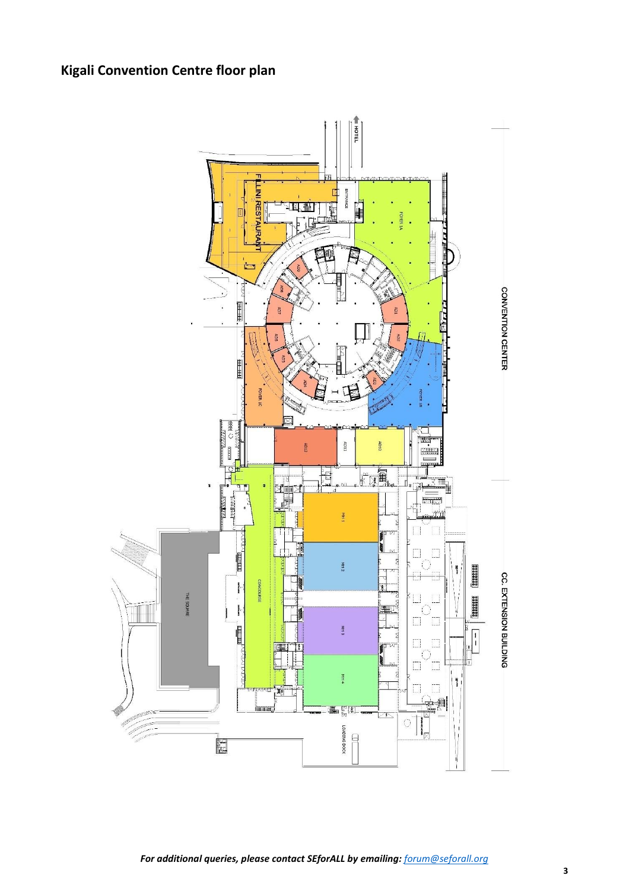## Kigali Convention Centre floor plan

*For additional queries, please contact SEforALL by emailing: forum@seforall.org*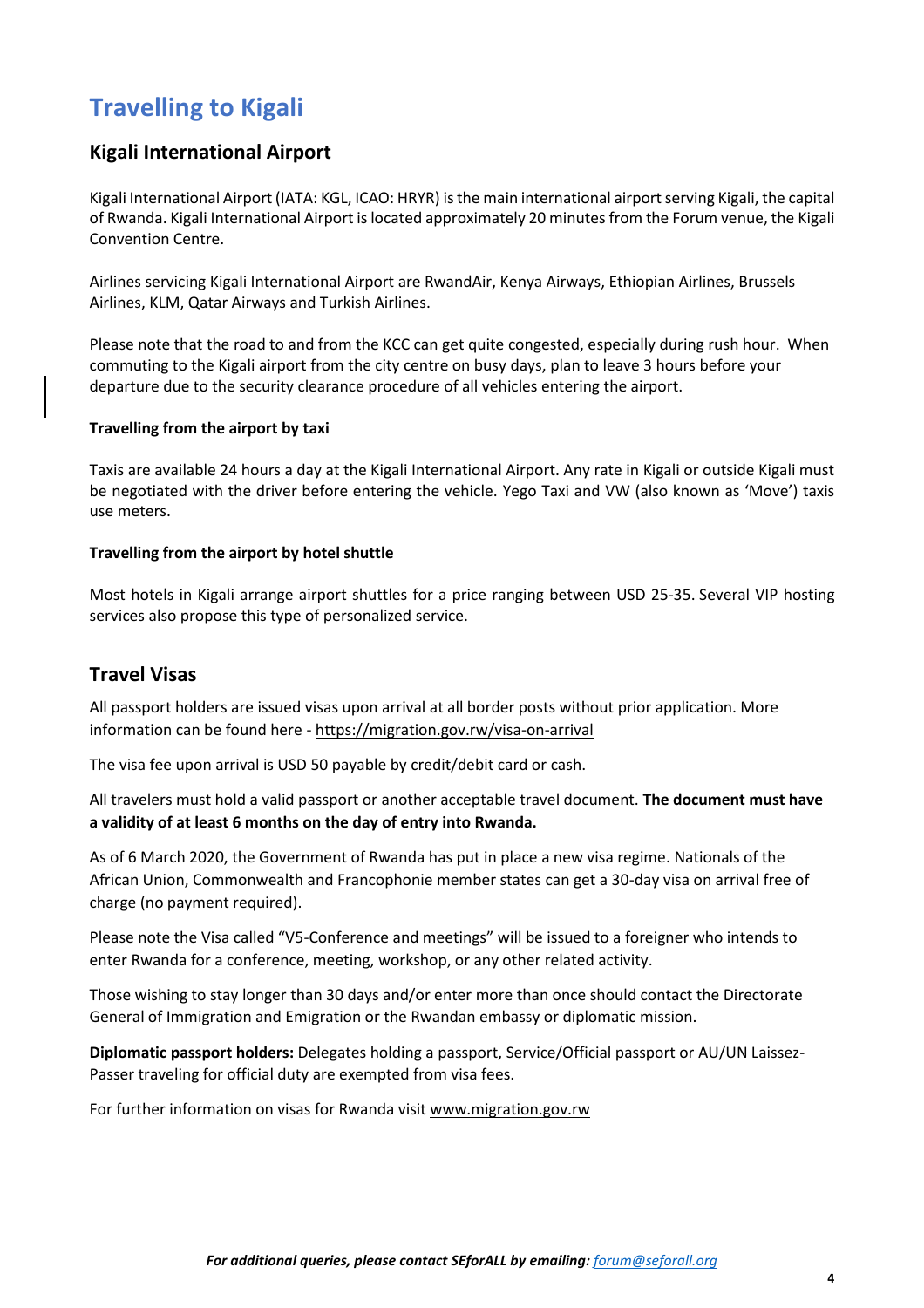# Travelling to Kigali

## Kigali International Airport

Kigali International Airport (IATA: KGL, ICAO: HRYR) is the main international airport serving Kigali, the capital of Rwanda. Kigali International Airport is located approximately 20 minutes from the Forum venue, the Kigali Convention Centre.

Airlines servicing Kigali International Airport are RwandAir, Kenya Airways, Ethiopian Airlines, Brussels Airlines, KLM, Qatar Airways and Turkish Airlines.

Please note that the road to and from the KCC can get quite congested, especially during rush hour. When commuting to the Kigali airport from the city centre on busy days, plan to leave 3 hours before your departure due to the security clearance procedure of all vehicles entering the airport.

**Travelling from the airport by taxi**

Taxis are available 24 hours a day at the Kigali International Airport. Any rate in Kigali or outside Kigali must be negotiated with the driver before entering the vehicle. Yego Taxi and VW (also known as 'Move') taxis use meters.

**Travelling from the airport by hotel shuttle**

Most hotels in Kigali arrange airport shuttles for a price ranging between USD 25-35. Several VIP hosting services also propose this type of personalized service.

## Travel Visas

All passport holders are issued visas upon arrival at all border posts without prior application. More information can be found here - https://migration.gov.rw/visa-on-arrival

The visa fee upon arrival is USD 50 payable by credit/debit card or cash.

All travelers must hold a valid passport or another acceptable travel document. **The document must have a validity of at least 6 months on the day of entry into Rwanda.**

As of 6 March 2020, the Government of Rwanda has put in place a new visa regime. Nationals of the African Union, Commonwealth and Francophonie member states can get a 30-day visa on arrival free of charge (no payment required).

Please note the Visa called "V5-Conference and meetings" will be issued to a foreigner who intends to enter Rwanda for a conference, meeting, workshop, or any other related activity.

Those wishing to stay longer than 30 days and/or enter more than once should contact the Directorate General of Immigration and Emigration or the Rwandan embassy or diplomatic mission.

**Diplomatic passport holders:** Delegates holding a passport, Service/Official passport or AU/UN Laissez-Passer traveling for official duty are exempted from visa fees.

For further information on visas for Rwanda visit www.migration.gov.rw

***For additional queries, please contact SEforALL by emailing: forum@seforall.org***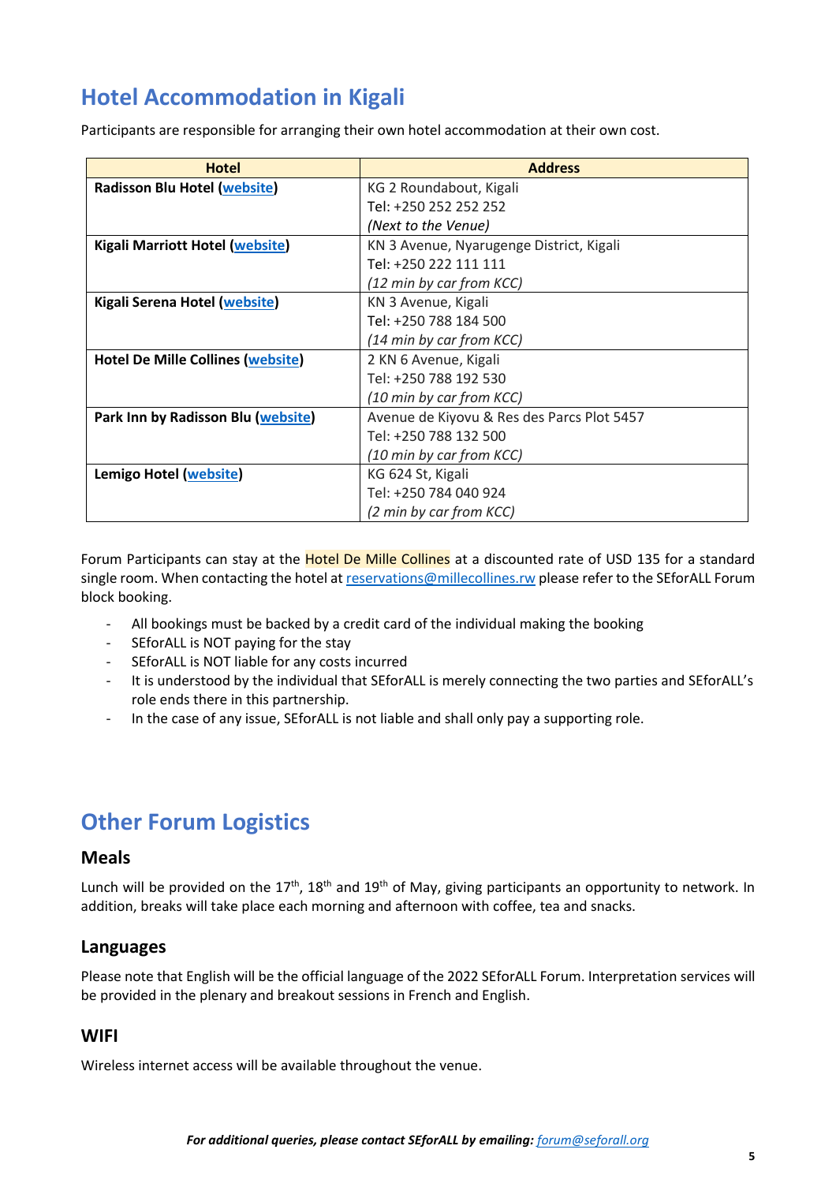# Hotel Accommodation in Kigali

Participants are responsible for arranging their own hotel accommodation at their own cost.

| Hotel | Address |
|---|---|
| **Radisson Blu Hotel (website)** | KG 2 Roundabout, Kigali<br>Tel: +250 252 252 252<br>*(Next to the Venue)* |
| **Kigali Marriott Hotel (website)** | KN 3 Avenue, Nyarugenge District, Kigali<br>Tel: +250 222 111 111<br>*(12 min by car from KCC)* |
| **Kigali Serena Hotel (website)** | KN 3 Avenue, Kigali<br>Tel: +250 788 184 500<br>*(14 min by car from KCC)* |
| **Hotel De Mille Collines (website)** | 2 KN 6 Avenue, Kigali<br>Tel: +250 788 192 530<br>*(10 min by car from KCC)* |
| **Park Inn by Radisson Blu (website)** | Avenue de Kiyovu & Res des Parcs Plot 5457<br>Tel: +250 788 132 500<br>*(10 min by car from KCC)* |
| **Lemigo Hotel (website)** | KG 624 St, Kigali<br>Tel: +250 784 040 924<br>*(2 min by car from KCC)* |

Forum Participants can stay at the Hotel De Mille Collines at a discounted rate of USD 135 for a standard single room. When contacting the hotel at reservations@millecollines.rw please refer to the SEforALL Forum block booking.

- All bookings must be backed by a credit card of the individual making the booking
- SEforALL is NOT paying for the stay
- SEforALL is NOT liable for any costs incurred
- It is understood by the individual that SEforALL is merely connecting the two parties and SEforALL's role ends there in this partnership.
- In the case of any issue, SEforALL is not liable and shall only pay a supporting role.

# Other Forum Logistics

## Meals

Lunch will be provided on the 17th, 18th and 19th of May, giving participants an opportunity to network. In addition, breaks will take place each morning and afternoon with coffee, tea and snacks.

## Languages

Please note that English will be the official language of the 2022 SEforALL Forum. Interpretation services will be provided in the plenary and breakout sessions in French and English.

## WIFI

Wireless internet access will be available throughout the venue.

***For additional queries, please contact SEforALL by emailing: forum@seforall.org***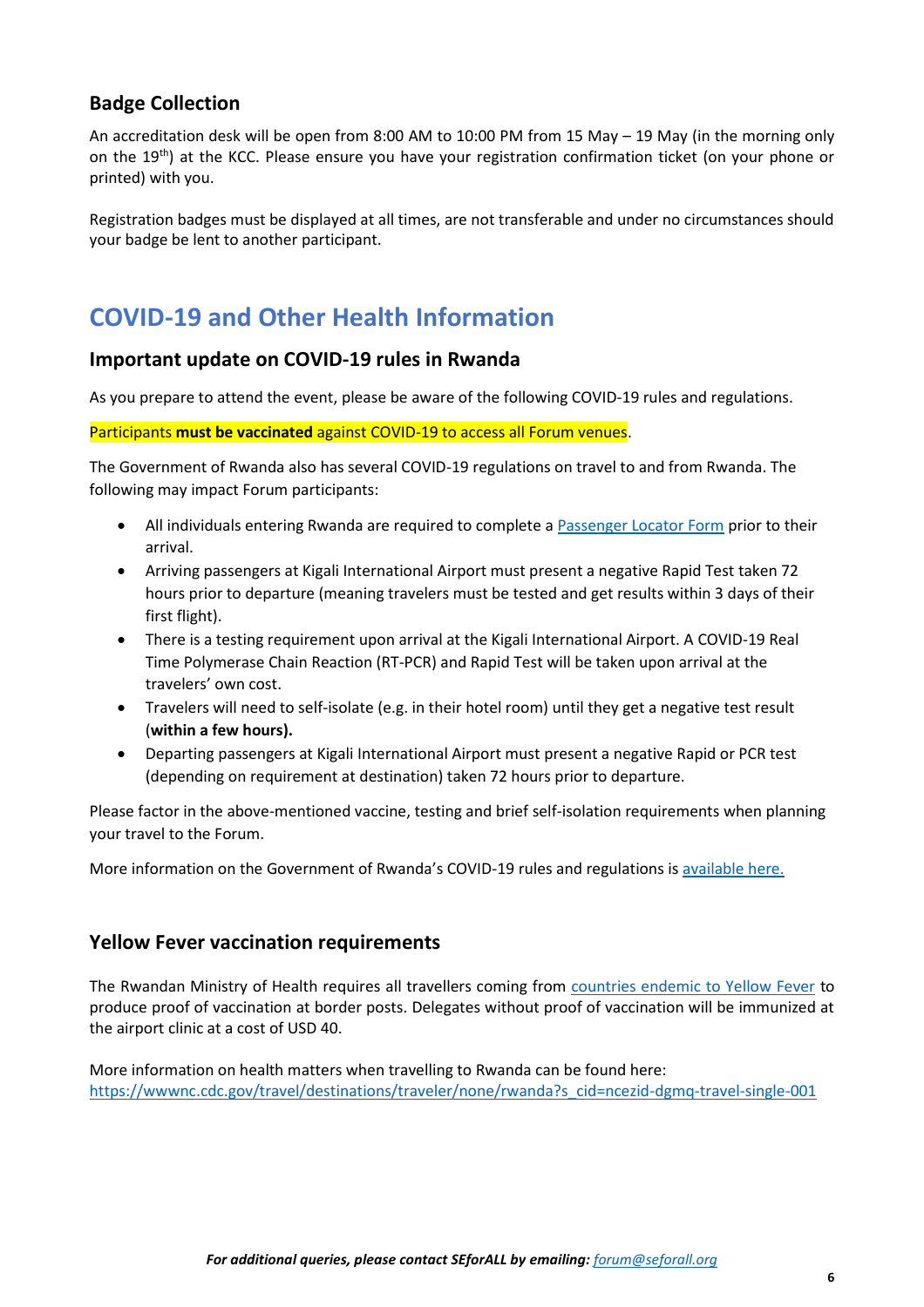## Badge Collection

An accreditation desk will be open from 8:00 AM to 10:00 PM from 15 May – 19 May (in the morning only on the 19th) at the KCC. Please ensure you have your registration confirmation ticket (on your phone or printed) with you.

Registration badges must be displayed at all times, are not transferable and under no circumstances should your badge be lent to another participant.

# COVID-19 and Other Health Information

## Important update on COVID-19 rules in Rwanda

As you prepare to attend the event, please be aware of the following COVID-19 rules and regulations.

Participants **must be vaccinated** against COVID-19 to access all Forum venues.

The Government of Rwanda also has several COVID-19 regulations on travel to and from Rwanda. The following may impact Forum participants:

- All individuals entering Rwanda are required to complete a [Passenger Locator Form]() prior to their arrival.
- Arriving passengers at Kigali International Airport must present a negative Rapid Test taken 72 hours prior to departure (meaning travelers must be tested and get results within 3 days of their first flight).
- There is a testing requirement upon arrival at the Kigali International Airport. A COVID-19 Real Time Polymerase Chain Reaction (RT-PCR) and Rapid Test will be taken upon arrival at the travelers' own cost.
- Travelers will need to self-isolate (e.g. in their hotel room) until they get a negative test result (**within a few hours).**
- Departing passengers at Kigali International Airport must present a negative Rapid or PCR test (depending on requirement at destination) taken 72 hours prior to departure.

Please factor in the above-mentioned vaccine, testing and brief self-isolation requirements when planning your travel to the Forum.

More information on the Government of Rwanda's COVID-19 rules and regulations is [available here.]()

## Yellow Fever vaccination requirements

The Rwandan Ministry of Health requires all travellers coming from [countries endemic to Yellow Fever]() to produce proof of vaccination at border posts. Delegates without proof of vaccination will be immunized at the airport clinic at a cost of USD 40.

More information on health matters when travelling to Rwanda can be found here:
https://wwwnc.cdc.gov/travel/destinations/traveler/none/rwanda?s_cid=ncezid-dgmq-travel-single-001

***For additional queries, please contact SEforALL by emailing: forum@seforall.org***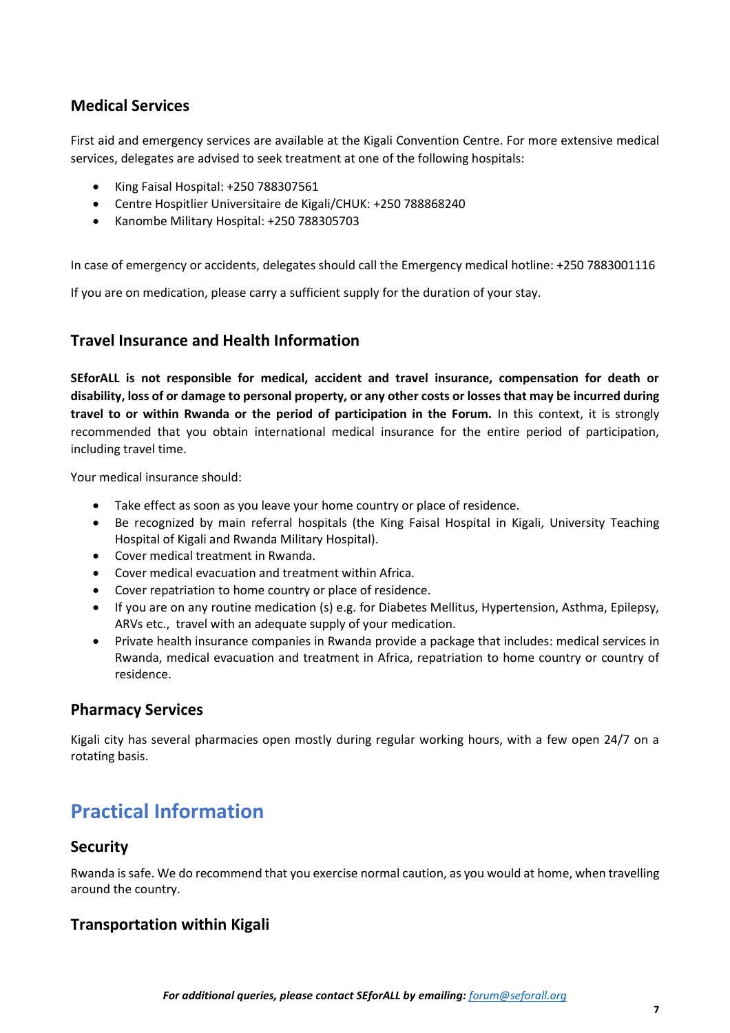## Medical Services

First aid and emergency services are available at the Kigali Convention Centre. For more extensive medical services, delegates are advised to seek treatment at one of the following hospitals:

- King Faisal Hospital: +250 788307561
- Centre Hospitlier Universitaire de Kigali/CHUK: +250 788868240
- Kanombe Military Hospital: +250 788305703

In case of emergency or accidents, delegates should call the Emergency medical hotline: +250 7883001116

If you are on medication, please carry a sufficient supply for the duration of your stay.

## Travel Insurance and Health Information

**SEforALL is not responsible for medical, accident and travel insurance, compensation for death or disability, loss of or damage to personal property, or any other costs or losses that may be incurred during travel to or within Rwanda or the period of participation in the Forum.** In this context, it is strongly recommended that you obtain international medical insurance for the entire period of participation, including travel time.

Your medical insurance should:

- Take effect as soon as you leave your home country or place of residence.
- Be recognized by main referral hospitals (the King Faisal Hospital in Kigali, University Teaching Hospital of Kigali and Rwanda Military Hospital).
- Cover medical treatment in Rwanda.
- Cover medical evacuation and treatment within Africa.
- Cover repatriation to home country or place of residence.
- If you are on any routine medication (s) e.g. for Diabetes Mellitus, Hypertension, Asthma, Epilepsy, ARVs etc., travel with an adequate supply of your medication.
- Private health insurance companies in Rwanda provide a package that includes: medical services in Rwanda, medical evacuation and treatment in Africa, repatriation to home country or country of residence.

## Pharmacy Services

Kigali city has several pharmacies open mostly during regular working hours, with a few open 24/7 on a rotating basis.

# Practical Information

## Security

Rwanda is safe. We do recommend that you exercise normal caution, as you would at home, when travelling around the country.

## Transportation within Kigali

***For additional queries, please contact SEforALL by emailing: forum@seforall.org***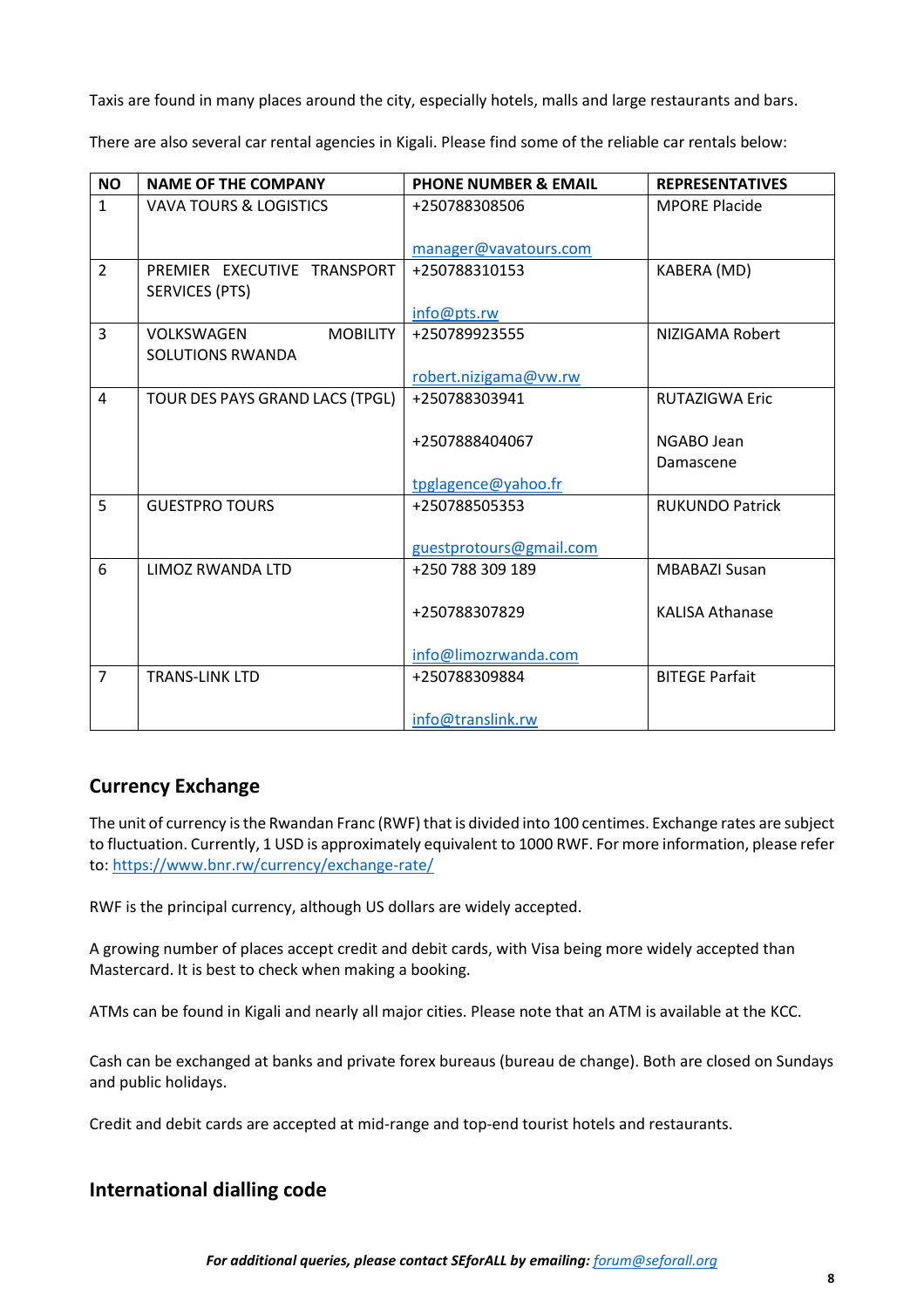Taxis are found in many places around the city, especially hotels, malls and large restaurants and bars.

There are also several car rental agencies in Kigali. Please find some of the reliable car rentals below:

| NO | NAME OF THE COMPANY | PHONE NUMBER & EMAIL | REPRESENTATIVES |
|---|---|---|---|
| 1 | VAVA TOURS & LOGISTICS | +250788308506<br><br>manager@vavatours.com | MPORE Placide |
| 2 | PREMIER EXECUTIVE TRANSPORT SERVICES (PTS) | +250788310153<br><br>info@pts.rw | KABERA (MD) |
| 3 | VOLKSWAGEN MOBILITY SOLUTIONS RWANDA | +250789923555<br><br>robert.nizigama@vw.rw | NIZIGAMA Robert |
| 4 | TOUR DES PAYS GRAND LACS (TPGL) | +250788303941<br><br>+2507888404067<br><br>tpglagence@yahoo.fr | RUTAZIGWA Eric<br><br>NGABO Jean Damascene |
| 5 | GUESTPRO TOURS | +250788505353<br><br>guestprotours@gmail.com | RUKUNDO Patrick |
| 6 | LIMOZ RWANDA LTD | +250 788 309 189<br><br>+250788307829<br><br>info@limozrwanda.com | MBABAZI Susan<br><br>KALISA Athanase |
| 7 | TRANS-LINK LTD | +250788309884<br><br>info@translink.rw | BITEGE Parfait |

## Currency Exchange

The unit of currency is the Rwandan Franc (RWF) that is divided into 100 centimes. Exchange rates are subject to fluctuation. Currently, 1 USD is approximately equivalent to 1000 RWF. For more information, please refer to: https://www.bnr.rw/currency/exchange-rate/

RWF is the principal currency, although US dollars are widely accepted.

A growing number of places accept credit and debit cards, with Visa being more widely accepted than Mastercard. It is best to check when making a booking.

ATMs can be found in Kigali and nearly all major cities. Please note that an ATM is available at the KCC.

Cash can be exchanged at banks and private forex bureaus (bureau de change). Both are closed on Sundays and public holidays.

Credit and debit cards are accepted at mid-range and top-end tourist hotels and restaurants.

## International dialling code

***For additional queries, please contact SEforALL by emailing: forum@seforall.org***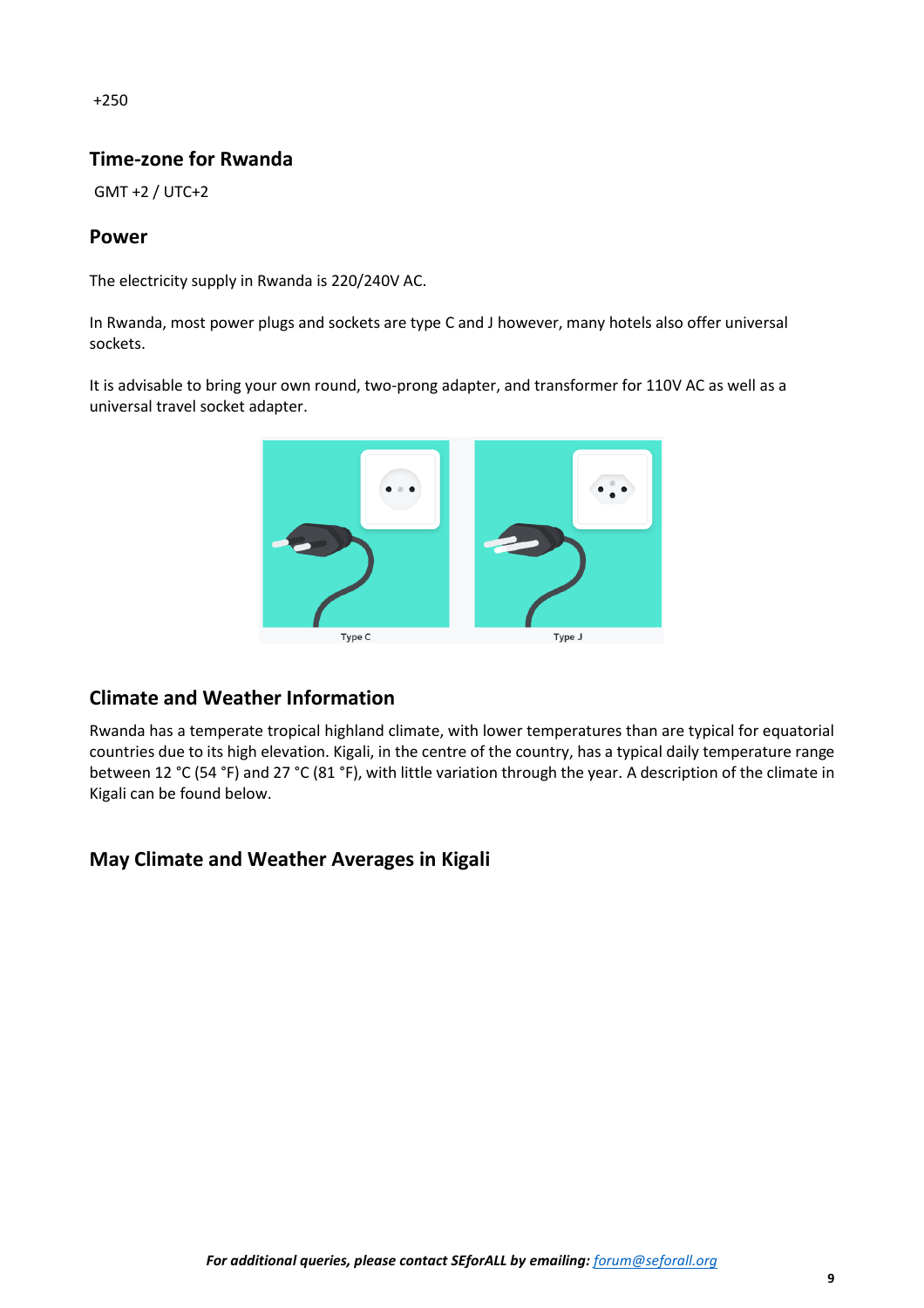+250

## Time-zone for Rwanda

GMT +2 / UTC+2

## Power

The electricity supply in Rwanda is 220/240V AC.

In Rwanda, most power plugs and sockets are type C and J however, many hotels also offer universal sockets.

It is advisable to bring your own round, two-prong adapter, and transformer for 110V AC as well as a universal travel socket adapter.

Type C

Type J

## Climate and Weather Information

Rwanda has a temperate tropical highland climate, with lower temperatures than are typical for equatorial countries due to its high elevation. Kigali, in the centre of the country, has a typical daily temperature range between 12 °C (54 °F) and 27 °C (81 °F), with little variation through the year. A description of the climate in Kigali can be found below.

## May Climate and Weather Averages in Kigali

***For additional queries, please contact SEforALL by emailing:*** *forum@seforall.org*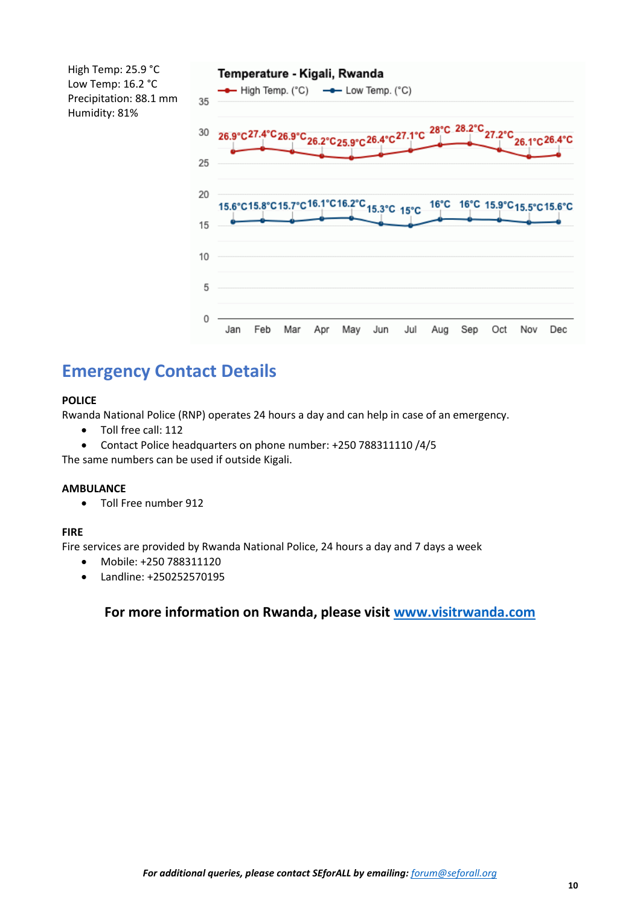High Temp: 25.9 °C
Low Temp: 16.2 °C
Precipitation: 88.1 mm
Humidity: 81%

**Temperature - Kigali, Rwanda**

| | Jan | Feb | Mar | Apr | May | Jun | Jul | Aug | Sep | Oct | Nov | Dec |
|---|---|---|---|---|---|---|---|---|---|---|---|---|
| High Temp. (°C) | 26.9°C | 27.4°C | 26.9°C | 26.2°C | 25.9°C | 26.4°C | 27.1°C | 28°C | 28.2°C | 27.2°C | 26.1°C | 26.4°C |
| Low Temp. (°C) | 15.6°C | 15.8°C | 15.7°C | 16.1°C | 16.2°C | 15.3°C | 15°C | 16°C | 16°C | 15.9°C | 15.5°C | 15.6°C |

## Emergency Contact Details

**POLICE**

Rwanda National Police (RNP) operates 24 hours a day and can help in case of an emergency.

- Toll free call: 112
- Contact Police headquarters on phone number: +250 788311110 /4/5

The same numbers can be used if outside Kigali.

**AMBULANCE**

- Toll Free number 912

**FIRE**

Fire services are provided by Rwanda National Police, 24 hours a day and 7 days a week

- Mobile: +250 788311120
- Landline: +250252570195

**For more information on Rwanda, please visit [www.visitrwanda.com](http://www.visitrwanda.com)**

***For additional queries, please contact SEforALL by emailing:*** *[forum@seforall.org](mailto:forum@seforall.org)*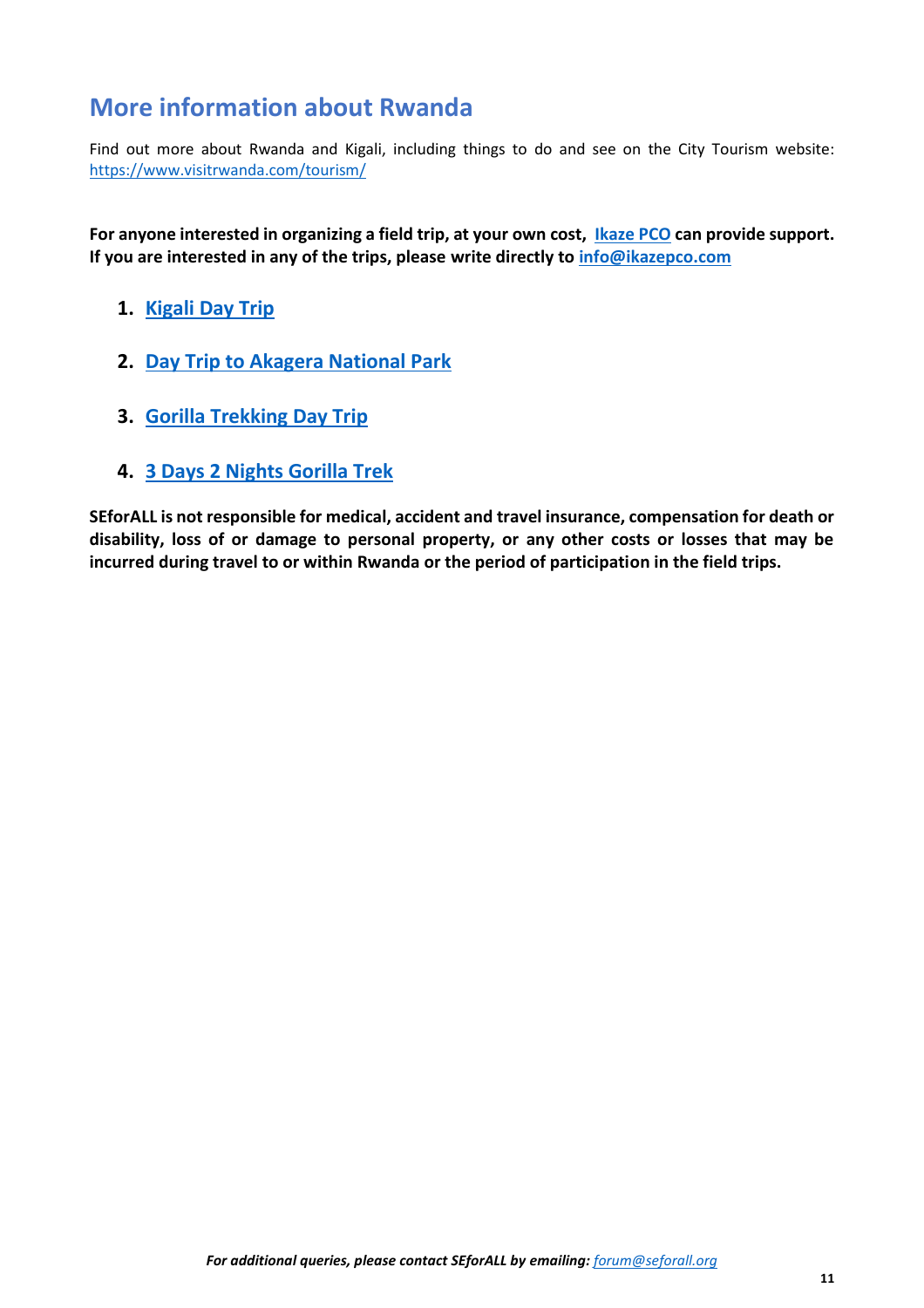## More information about Rwanda

Find out more about Rwanda and Kigali, including things to do and see on the City Tourism website: https://www.visitrwanda.com/tourism/

**For anyone interested in organizing a field trip, at your own cost, Ikaze PCO can provide support. If you are interested in any of the trips, please write directly to info@ikazepco.com**

1. **Kigali Day Trip**
2. **Day Trip to Akagera National Park**
3. **Gorilla Trekking Day Trip**
4. **3 Days 2 Nights Gorilla Trek**

**SEforALL is not responsible for medical, accident and travel insurance, compensation for death or disability, loss of or damage to personal property, or any other costs or losses that may be incurred during travel to or within Rwanda or the period of participation in the field trips.**

***For additional queries, please contact SEforALL by emailing:*** *forum@seforall.org*